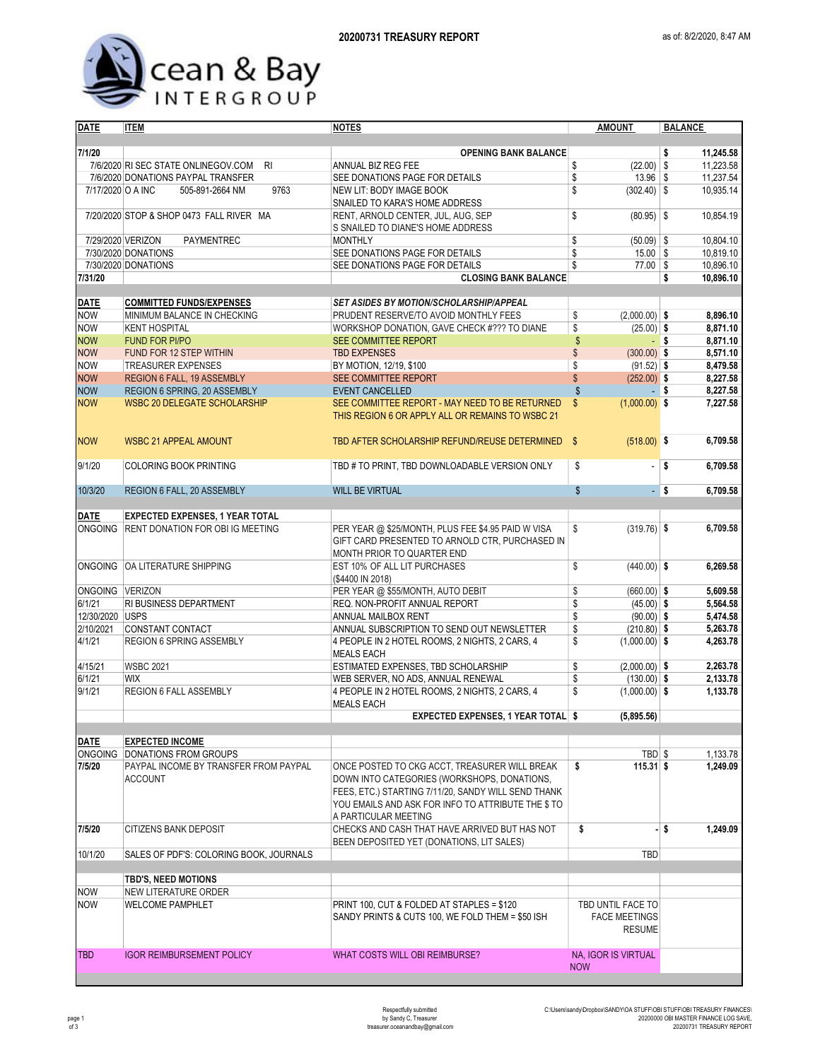# 20200731 TREASURY REPORT

as of: 8/2/2020, 8:47 AM

Ocean & Bay INTERGROUP

| DATE | ITEM | NOTES | AMOUNT | BALANCE |
|---|---|---|---|---|
| 7/1/20 | | OPENING BANK BALANCE | | $ 11,245.58 |
| 7/6/2020 | RI SEC STATE ONLINEGOV.COM RI | ANNUAL BIZ REG FEE | $ (22.00) | $ 11,223.58 |
| 7/6/2020 | DONATIONS PAYPAL TRANSFER | SEE DONATIONS PAGE FOR DETAILS | $ 13.96 | $ 11,237.54 |
| 7/17/2020 | O A INC 505-891-2664 NM 9763 | NEW LIT: BODY IMAGE BOOK SNAILED TO KARA'S HOME ADDRESS | $ (302.40) | $ 10,935.14 |
| 7/20/2020 | STOP & SHOP 0473 FALL RIVER MA | RENT, ARNOLD CENTER, JUL, AUG, SEP S SNAILED TO DIANE'S HOME ADDRESS | $ (80.95) | $ 10,854.19 |
| 7/29/2020 | VERIZON PAYMENTREC | MONTHLY | $ (50.09) | $ 10,804.10 |
| 7/30/2020 | DONATIONS | SEE DONATIONS PAGE FOR DETAILS | $ 15.00 | $ 10,819.10 |
| 7/30/2020 | DONATIONS | SEE DONATIONS PAGE FOR DETAILS | $ 77.00 | $ 10,896.10 |
| 7/31/20 | | CLOSING BANK BALANCE | | $ 10,896.10 |

| DATE | COMMITTED FUNDS/EXPENSES | SET ASIDES BY MOTION/SCHOLARSHIP/APPEAL | AMOUNT | BALANCE |
|---|---|---|---|---|
| NOW | MINIMUM BALANCE IN CHECKING | PRUDENT RESERVE/TO AVOID MONTHLY FEES | $ (2,000.00) | $ 8,896.10 |
| NOW | KENT HOSPITAL | WORKSHOP DONATION, GAVE CHECK #??? TO DIANE | $ (25.00) | $ 8,871.10 |
| NOW | FUND FOR PI/PO | SEE COMMITTEE REPORT | $ - | $ 8,871.10 |
| NOW | FUND FOR 12 STEP WITHIN | TBD EXPENSES | $ (300.00) | $ 8,571.10 |
| NOW | TREASURER EXPENSES | BY MOTION, 12/19, $100 | $ (91.52) | $ 8,479.58 |
| NOW | REGION 6 FALL, 19 ASSEMBLY | SEE COMMITTEE REPORT | $ (252.00) | $ 8,227.58 |
| NOW | REGION 6 SPRING, 20 ASSEMBLY | EVENT CANCELLED | $ - | $ 8,227.58 |
| NOW | WSBC 20 DELEGATE SCHOLARSHIP | SEE COMMITTEE REPORT - MAY NEED TO BE RETURNED THIS REGION 6 OR APPLY ALL OR REMAINS TO WSBC 21 | $ (1,000.00) | $ 7,227.58 |
| NOW | WSBC 21 APPEAL AMOUNT | TBD AFTER SCHOLARSHIP REFUND/REUSE DETERMINED | $ (518.00) | $ 6,709.58 |
| 9/1/20 | COLORING BOOK PRINTING | TBD # TO PRINT, TBD DOWNLOADABLE VERSION ONLY | $ - | $ 6,709.58 |
| 10/3/20 | REGION 6 FALL, 20 ASSEMBLY | WILL BE VIRTUAL | $ - | $ 6,709.58 |

| DATE | EXPECTED EXPENSES, 1 YEAR TOTAL | | AMOUNT | BALANCE |
|---|---|---|---|---|
| ONGOING | RENT DONATION FOR OBI IG MEETING | PER YEAR @ $25/MONTH, PLUS FEE $4.95 PAID W VISA GIFT CARD PRESENTED TO ARNOLD CTR, PURCHASED IN MONTH PRIOR TO QUARTER END | $ (319.76) | $ 6,709.58 |
| ONGOING | OA LITERATURE SHIPPING | EST 10% OF ALL LIT PURCHASES ($4400 IN 2018) | $ (440.00) | $ 6,269.58 |
| ONGOING | VERIZON | PER YEAR @ $55/MONTH, AUTO DEBIT | $ (660.00) | $ 5,609.58 |
| 6/1/21 | RI BUSINESS DEPARTMENT | REQ. NON-PROFIT ANNUAL REPORT | $ (45.00) | $ 5,564.58 |
| 12/30/2020 | USPS | ANNUAL MAILBOX RENT | $ (90.00) | $ 5,474.58 |
| 2/10/2021 | CONSTANT CONTACT | ANNUAL SUBSCRIPTION TO SEND OUT NEWSLETTER | $ (210.80) | $ 5,263.78 |
| 4/1/21 | REGION 6 SPRING ASSEMBLY | 4 PEOPLE IN 2 HOTEL ROOMS, 2 NIGHTS, 2 CARS, 4 MEALS EACH | $ (1,000.00) | $ 4,263.78 |
| 4/15/21 | WSBC 2021 | ESTIMATED EXPENSES, TBD SCHOLARSHIP | $ (2,000.00) | $ 2,263.78 |
| 6/1/21 | WIX | WEB SERVER, NO ADS, ANNUAL RENEWAL | $ (130.00) | $ 2,133.78 |
| 9/1/21 | REGION 6 FALL ASSEMBLY | 4 PEOPLE IN 2 HOTEL ROOMS, 2 NIGHTS, 2 CARS, 4 MEALS EACH | $ (1,000.00) | $ 1,133.78 |
| | | EXPECTED EXPENSES, 1 YEAR TOTAL | $ (5,895.56) | |

| DATE | EXPECTED INCOME | | AMOUNT | BALANCE |
|---|---|---|---|---|
| ONGOING | DONATIONS FROM GROUPS | | TBD | $ 1,133.78 |
| 7/5/20 | PAYPAL INCOME BY TRANSFER FROM PAYPAL ACCOUNT | ONCE POSTED TO CKG ACCT, TREASURER WILL BREAK DOWN INTO CATEGORIES (WORKSHOPS, DONATIONS, FEES, ETC.) STARTING 7/11/20, SANDY WILL SEND THANK YOU EMAILS AND ASK FOR INFO TO ATTRIBUTE THE $ TO A PARTICULAR MEETING | $ 115.31 | $ 1,249.09 |
| 7/5/20 | CITIZENS BANK DEPOSIT | CHECKS AND CASH THAT HAVE ARRIVED BUT HAS NOT BEEN DEPOSITED YET (DONATIONS, LIT SALES) | $ - | $ 1,249.09 |
| 10/1/20 | SALES OF PDF'S: COLORING BOOK, JOURNALS | | TBD | |

| DATE | TBD'S, NEED MOTIONS | | AMOUNT | BALANCE |
|---|---|---|---|---|
| NOW | NEW LITERATURE ORDER | | | |
| NOW | WELCOME PAMPHLET | PRINT 100, CUT & FOLDED AT STAPLES = $120 SANDY PRINTS & CUTS 100, WE FOLD THEM = $50 ISH | TBD UNTIL FACE TO FACE MEETINGS RESUME | |
| TBD | IGOR REIMBURSEMENT POLICY | WHAT COSTS WILL OBI REIMBURSE? | NA, IGOR IS VIRTUAL NOW | |

Respectfully submitted
by Sandy C, Treasurer
treasurer.oceanandbay@gmail.com

C:\Users\sandy\Dropbox\SANDY\OA STUFF\OBI STUFF\OBI TREASURY FINANCES\20200000 OBI MASTER FINANCE LOG SAVE, 20200731 TREASURY REPORT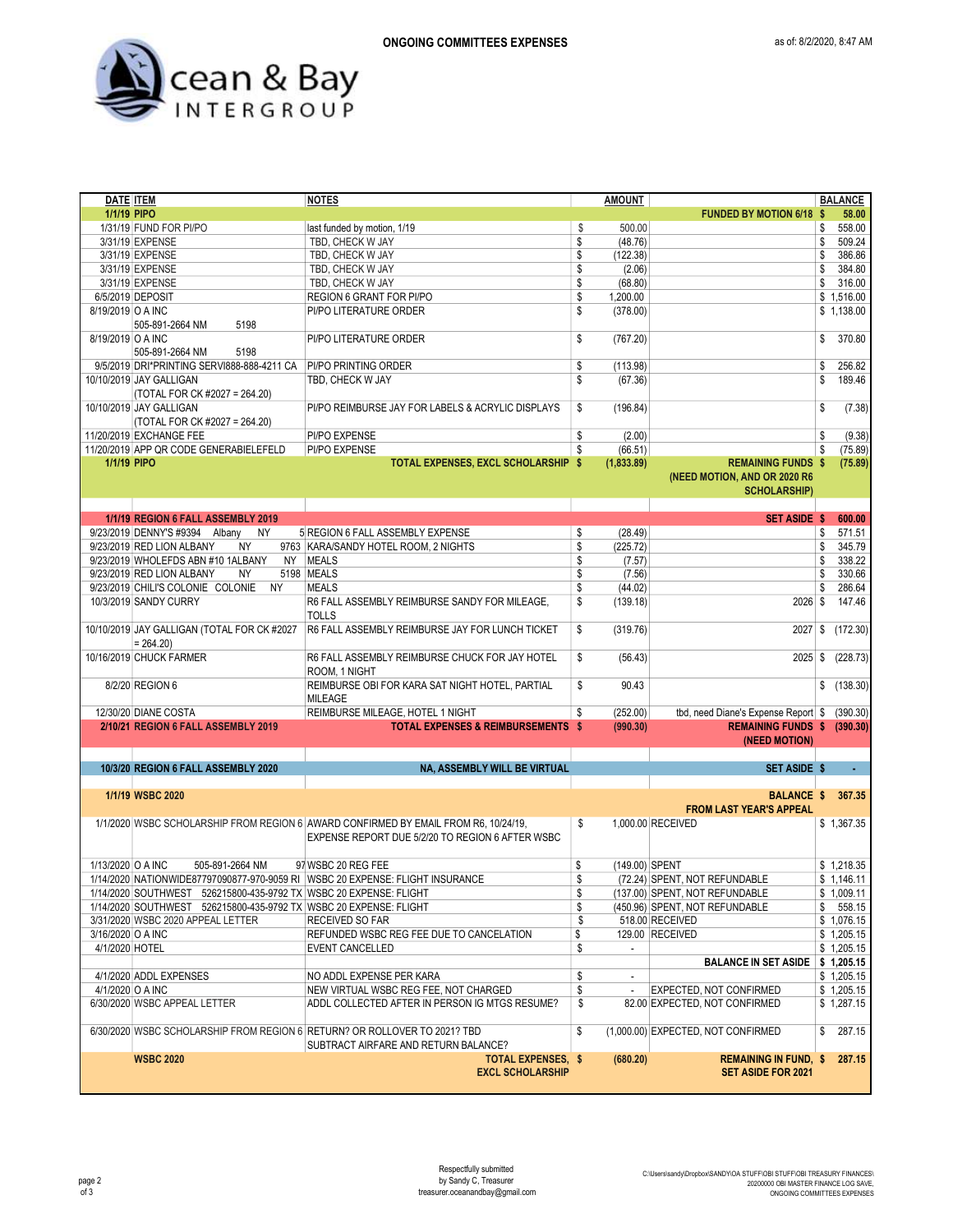**ONGOING COMMITTEES EXPENSES**

as of: 8/2/2020, 8:47 AM

Ocean & Bay INTERGROUP

| DATE | ITEM | NOTES | AMOUNT | | BALANCE |
|---|---|---|---|---|---|
| 1/1/19 | **PIPO** | | | **FUNDED BY MOTION 6/18** | **$ 58.00** |
| 1/31/19 | FUND FOR PI/PO | last funded by motion, 1/19 | $ 500.00 | | $ 558.00 |
| 3/31/19 | EXPENSE | TBD, CHECK W JAY | $ (48.76) | | $ 509.24 |
| 3/31/19 | EXPENSE | TBD, CHECK W JAY | $ (122.38) | | $ 386.86 |
| 3/31/19 | EXPENSE | TBD, CHECK W JAY | $ (2.06) | | $ 384.80 |
| 3/31/19 | EXPENSE | TBD, CHECK W JAY | $ (68.80) | | $ 316.00 |
| 6/5/2019 | DEPOSIT | REGION 6 GRANT FOR PI/PO | $ 1,200.00 | | $ 1,516.00 |
| 8/19/2019 | O A INC 505-891-2664 NM 5198 | PI/PO LITERATURE ORDER | $ (378.00) | | $ 1,138.00 |
| 8/19/2019 | O A INC 505-891-2664 NM 5198 | PI/PO LITERATURE ORDER | $ (767.20) | | $ 370.80 |
| 9/5/2019 | DRI*PRINTING SERVI888-888-4211 CA | PI/PO PRINTING ORDER | $ (113.98) | | $ 256.82 |
| 10/10/2019 | JAY GALLIGAN (TOTAL FOR CK #2027 = 264.20) | TBD, CHECK W JAY | $ (67.36) | | $ 189.46 |
| 10/10/2019 | JAY GALLIGAN (TOTAL FOR CK #2027 = 264.20) | PI/PO REIMBURSE JAY FOR LABELS & ACRYLIC DISPLAYS | $ (196.84) | | $ (7.38) |
| 11/20/2019 | EXCHANGE FEE | PI/PO EXPENSE | $ (2.00) | | $ (9.38) |
| 11/20/2019 | APP QR CODE GENERABIELEFELD | PI/PO EXPENSE | $ (66.51) | | $ (75.89) |
| 1/1/19 | **PIPO** | **TOTAL EXPENSES, EXCL SCHOLARSHIP** | **$ (1,833.89)** | **REMAINING FUNDS (NEED MOTION, AND OR 2020 R6 SCHOLARSHIP)** | **$ (75.89)** |
| | | | | | |
| 1/1/19 | **REGION 6 FALL ASSEMBLY 2019** | | | **SET ASIDE** | **$ 600.00** |
| 9/23/2019 | DENNY'S #9394 Albany NY 5 | REGION 6 FALL ASSEMBLY EXPENSE | $ (28.49) | | $ 571.51 |
| 9/23/2019 | RED LION ALBANY NY 9763 | KARA/SANDY HOTEL ROOM, 2 NIGHTS | $ (225.72) | | $ 345.79 |
| 9/23/2019 | WHOLEFDS ABN #10 1ALBANY NY | MEALS | $ (7.57) | | $ 338.22 |
| 9/23/2019 | RED LION ALBANY NY 5198 | MEALS | $ (7.56) | | $ 330.66 |
| 9/23/2019 | CHILI'S COLONIE COLONIE NY | MEALS | $ (44.02) | | $ 286.64 |
| 10/3/2019 | SANDY CURRY | R6 FALL ASSEMBLY REIMBURSE SANDY FOR MILEAGE, TOLLS | $ (139.18) | 2026 | $ 147.46 |
| 10/10/2019 | JAY GALLIGAN (TOTAL FOR CK #2027 = 264.20) | R6 FALL ASSEMBLY REIMBURSE JAY FOR LUNCH TICKET | $ (319.76) | 2027 | $ (172.30) |
| 10/16/2019 | CHUCK FARMER | R6 FALL ASSEMBLY REIMBURSE CHUCK FOR JAY HOTEL ROOM, 1 NIGHT | $ (56.43) | 2025 | $ (228.73) |
| 8/2/20 | REGION 6 | REIMBURSE OBI FOR KARA SAT NIGHT HOTEL, PARTIAL MILEAGE | $ 90.43 | | $ (138.30) |
| 12/30/20 | DIANE COSTA | REIMBURSE MILEAGE, HOTEL 1 NIGHT | $ (252.00) | tbd, need Diane's Expense Report | $ (390.30) |
| 2/10/21 | **REGION 6 FALL ASSEMBLY 2019** | **TOTAL EXPENSES & REIMBURSEMENTS** | **$ (990.30)** | **REMAINING FUNDS (NEED MOTION)** | **$ (390.30)** |
| | | | | | |
| 10/3/20 | **REGION 6 FALL ASSEMBLY 2020** | **NA, ASSEMBLY WILL BE VIRTUAL** | | **SET ASIDE** | **$ -** |
| | | | | | |
| 1/1/19 | **WSBC 2020** | | | **BALANCE FROM LAST YEAR'S APPEAL** | **$ 367.35** |
| 1/1/2020 | WSBC SCHOLARSHIP FROM REGION 6 | AWARD CONFIRMED BY EMAIL FROM R6, 10/24/19, EXPENSE REPORT DUE 5/2/20 TO REGION 6 AFTER WSBC | $ 1,000.00 | RECEIVED | $ 1,367.35 |
| 1/13/2020 | O A INC 505-891-2664 NM 97 | WSBC 20 REG FEE | $ (149.00) | SPENT | $ 1,218.35 |
| 1/14/2020 | NATIONWIDE87797090877-970-9059 RI | WSBC 20 EXPENSE: FLIGHT INSURANCE | $ (72.24) | SPENT, NOT REFUNDABLE | $ 1,146.11 |
| 1/14/2020 | SOUTHWEST 526215800-435-9792 TX | WSBC 20 EXPENSE: FLIGHT | $ (137.00) | SPENT, NOT REFUNDABLE | $ 1,009.11 |
| 1/14/2020 | SOUTHWEST 526215800-435-9792 TX | WSBC 20 EXPENSE: FLIGHT | $ (450.96) | SPENT, NOT REFUNDABLE | $ 558.15 |
| 3/31/2020 | WSBC 2020 APPEAL LETTER | RECEIVED SO FAR | $ 518.00 | RECEIVED | $ 1,076.15 |
| 3/16/2020 | O A INC | REFUNDED WSBC REG FEE DUE TO CANCELATION | $ 129.00 | RECEIVED | $ 1,205.15 |
| 4/1/2020 | HOTEL | EVENT CANCELLED | $ - | | $ 1,205.15 |
| | | | | **BALANCE IN SET ASIDE** | **$ 1,205.15** |
| 4/1/2020 | ADDL EXPENSES | NO ADDL EXPENSE PER KARA | $ - | | $ 1,205.15 |
| 4/1/2020 | O A INC | NEW VIRTUAL WSBC REG FEE, NOT CHARGED | $ - | EXPECTED, NOT CONFIRMED | $ 1,205.15 |
| 6/30/2020 | WSBC APPEAL LETTER | ADDL COLLECTED AFTER IN PERSON IG MTGS RESUME? | $ 82.00 | EXPECTED, NOT CONFIRMED | $ 1,287.15 |
| 6/30/2020 | WSBC SCHOLARSHIP FROM REGION 6 | RETURN? OR ROLLOVER TO 2021? TBD SUBTRACT AIRFARE AND RETURN BALANCE? | $ (1,000.00) | EXPECTED, NOT CONFIRMED | $ 287.15 |
| | **WSBC 2020** | **TOTAL EXPENSES, EXCL SCHOLARSHIP** | **$ (680.20)** | **REMAINING IN FUND, SET ASIDE FOR 2021** | **$ 287.15** |

Respectfully submitted
by Sandy C, Treasurer
treasurer.oceanandbay@gmail.com

C:\Users\sandy\Dropbox\SANDY\OA STUFF\OBI STUFF\OBI TREASURY FINANCES\20200000 OBI MASTER FINANCE LOG SAVE, ONGOING COMMITTEES EXPENSES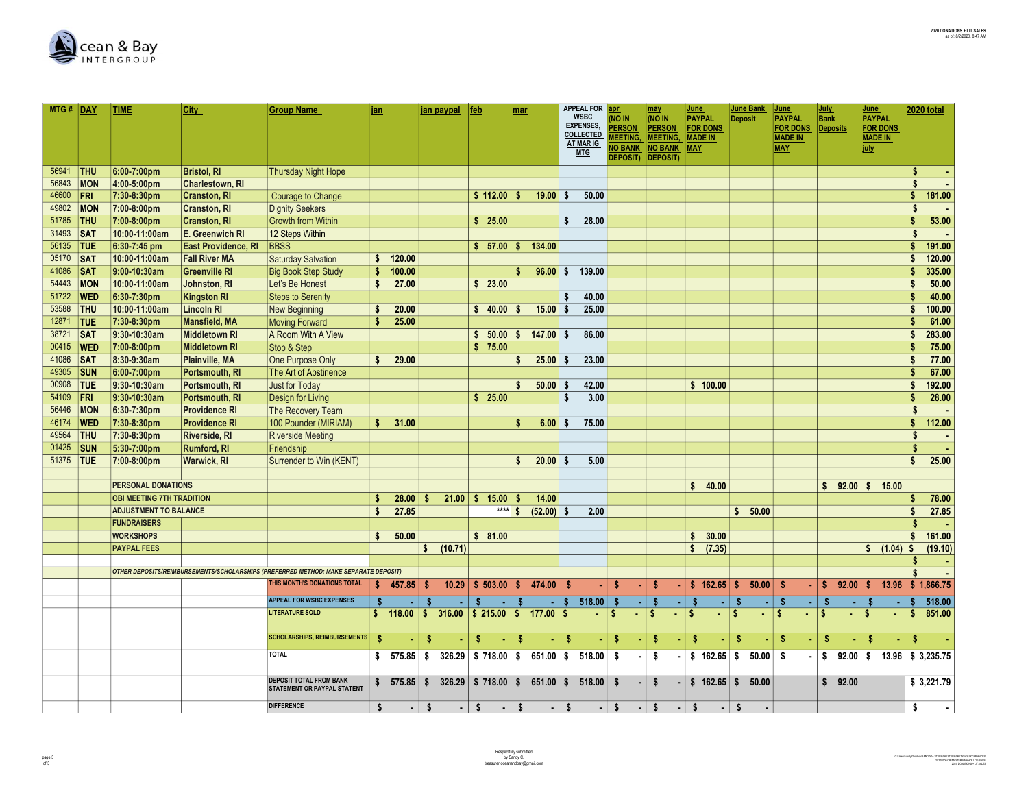Ocean & Bay INTERGROUP

**2020 DONATIONS + LIT SALES**
as of: 8/2/2020, 8:47 AM

| MTG # | DAY | TIME | City | Group Name | jan | jan paypal | feb | mar | APPEAL FOR WSBC EXPENSES, COLLECTED AT MAR IG MTG | apr (NO IN PERSON MEETING, NO BANK DEPOSIT) | may (NO IN PERSON MEETING, NO BANK DEPOSIT) | June PAYPAL FOR DONS MADE IN MAY | June Bank Deposit | June PAYPAL FOR DONS MADE IN MAY | July Bank Deposits | June PAYPAL FOR DONS MADE IN july | 2020 total |
|---|---|---|---|---|---|---|---|---|---|---|---|---|---|---|---|---|---|
| 56941 | THU | 6:00-7:00pm | Bristol, RI | Thursday Night Hope | | | | | | | | | | | | | $ - |
| 56843 | MON | 4:00-5:00pm | Charlestown, RI | | | | | | | | | | | | | | $ - |
| 46600 | FRI | 7:30-8:30pm | Cranston, RI | Courage to Change | | | $ 112.00 | $ 19.00 | $ 50.00 | | | | | | | | $ 181.00 |
| 49802 | MON | 7:00-8:00pm | Cranston, RI | Dignity Seekers | | | | | | | | | | | | | $ - |
| 51785 | THU | 7:00-8:00pm | Cranston, RI | Growth from Within | | | $ 25.00 | | $ 28.00 | | | | | | | | $ 53.00 |
| 31493 | SAT | 10:00-11:00am | E. Greenwich RI | 12 Steps Within | | | | | | | | | | | | | $ - |
| 56135 | TUE | 6:30-7:45 pm | East Providence, RI | BBSS | | | $ 57.00 | $ 134.00 | | | | | | | | | $ 191.00 |
| 05170 | SAT | 10:00-11:00am | Fall River MA | Saturday Salvation | $ 120.00 | | | | | | | | | | | | $ 120.00 |
| 41086 | SAT | 9:00-10:30am | Greenville RI | Big Book Step Study | $ 100.00 | | | $ 96.00 | $ 139.00 | | | | | | | | $ 335.00 |
| 54443 | MON | 10:00-11:00am | Johnston, RI | Let's Be Honest | $ 27.00 | | $ 23.00 | | | | | | | | | | $ 50.00 |
| 51722 | WED | 6:30-7:30pm | Kingston RI | Steps to Serenity | | | | | $ 40.00 | | | | | | | | $ 40.00 |
| 53588 | THU | 10:00-11:00am | Lincoln RI | New Beginning | $ 20.00 | | $ 40.00 | $ 15.00 | $ 25.00 | | | | | | | | $ 100.00 |
| 12871 | TUE | 7:30-8:30pm | Mansfield, MA | Moving Forward | $ 25.00 | | | | | | | | | | | | $ 61.00 |
| 38721 | SAT | 9:30-10:30am | Middletown RI | A Room With A View | | | $ 50.00 | $ 147.00 | $ 86.00 | | | | | | | | $ 283.00 |
| 00415 | WED | 7:00-8:00pm | Middletown RI | Stop & Step | | | $ 75.00 | | | | | | | | | | $ 75.00 |
| 41086 | SAT | 8:30-9:30am | Plainville, MA | One Purpose Only | $ 29.00 | | | $ 25.00 | $ 23.00 | | | | | | | | $ 77.00 |
| 49305 | SUN | 6:00-7:00pm | Portsmouth, RI | The Art of Abstinence | | | | | | | | | | | | | $ 67.00 |
| 00908 | TUE | 9:30-10:30am | Portsmouth, RI | Just for Today | | | | $ 50.00 | $ 42.00 | | | $ 100.00 | | | | | $ 192.00 |
| 54109 | FRI | 9:30-10:30am | Portsmouth, RI | Design for Living | | | $ 25.00 | | $ 3.00 | | | | | | | | $ 28.00 |
| 56446 | MON | 6:30-7:30pm | Providence RI | The Recovery Team | | | | | | | | | | | | | $ - |
| 46174 | WED | 7:30-8:30pm | Providence RI | 100 Pounder (MIRIAM) | $ 31.00 | | | $ 6.00 | $ 75.00 | | | | | | | | $ 112.00 |
| 49564 | THU | 7:30-8:30pm | Riverside, RI | Riverside Meeting | | | | | | | | | | | | | $ - |
| 01425 | SUN | 5:30-7:00pm | Rumford, RI | Friendship | | | | | | | | | | | | | $ - |
| 51375 | TUE | 7:00-8:00pm | Warwick, RI | Surrender to Win (KENT) | | | $ 20.00 | | $ 5.00 | | | | | | | | $ 25.00 |
| | | | | | | | | | | | | | | | | | |
| | | PERSONAL DONATIONS | | | | | | | | | | $ 40.00 | | | $ 92.00 | $ 15.00 | |
| | | OBI MEETING 7TH TRADITION | | | $ 28.00 | $ 21.00 | $ 15.00 | $ 14.00 | | | | | | | | | $ 78.00 |
| | | ADJUSTMENT TO BALANCE | | | $ 27.85 | | **** | $ (52.00) | $ 2.00 | | | | $ 50.00 | | | | $ 27.85 |
| | | FUNDRAISERS | | | | | | | | | | | | | | | $ - |
| | | WORKSHOPS | | | $ 50.00 | | $ 81.00 | | | | | $ 30.00 | | | | | $ 161.00 |
| | | PAYPAL FEES | | | | $ (10.71) | | | | | | $ (7.35) | | | | $ (1.04) | $ (19.10) |
| | | | | | | | | | | | | | | | | | $ - |
| | | *OTHER DEPOSITS/REIMBURSEMENTS/SCHOLARSHIPS (PREFERRED METHOD: MAKE SEPARATE DEPOSIT)* | | | | | | | | | | | | | | | $ - |
| | | | | THIS MONTH'S DONATIONS TOTAL | $ 457.85 | $ 10.29 | $ 503.00 | $ 474.00 | $ - | $ - | $ - | $ 162.65 | $ 50.00 | $ - | $ 92.00 | $ 13.96 | $ 1,866.75 |
| | | | | APPEAL FOR WSBC EXPENSES | $ - | $ - | $ - | $ - | $ 518.00 | $ - | $ - | $ - | $ - | $ - | $ - | $ - | $ 518.00 |
| | | | | LITERATURE SOLD | $ 118.00 | $ 316.00 | $ 215.00 | $ 177.00 | $ - | $ - | $ - | $ - | $ - | $ - | $ - | $ - | $ 851.00 |
| | | | | SCHOLARSHIPS, REIMBURSEMENTS | $ - | $ - | $ - | $ - | $ - | $ - | $ - | $ - | $ - | $ - | $ - | $ - | $ - |
| | | | | TOTAL | $ 575.85 | $ 326.29 | $ 718.00 | $ 651.00 | $ 518.00 | $ - | $ - | $ 162.65 | $ 50.00 | $ - | $ 92.00 | $ 13.96 | $ 3,235.75 |
| | | | | DEPOSIT TOTAL FROM BANK STATEMENT OR PAYPAL STATENT | $ 575.85 | $ 326.29 | $ 718.00 | $ 651.00 | $ 518.00 | $ - | $ - | $ 162.65 | $ 50.00 | | $ 92.00 | | $ 3,221.79 |
| | | | | DIFFERENCE | $ - | $ - | $ - | $ - | $ - | $ - | $ - | $ - | $ - | | | | $ - |

Respectfully submitted
by Sandy C,
treasurer.oceanandbay@gmail.com